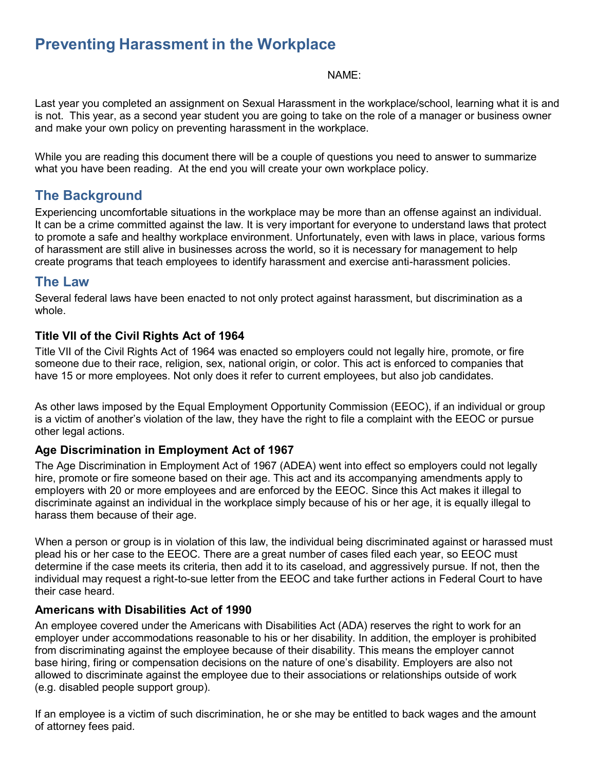# Preventing Harassment in the Workplace

NAME:

Last year you completed an assignment on Sexual Harassment in the workplace/school, learning what it is and is not. This year, as a second year student you are going to take on the role of a manager or business owner and make your own policy on preventing harassment in the workplace.

While you are reading this document there will be a couple of questions you need to answer to summarize what you have been reading. At the end you will create your own workplace policy.

## The Background

Experiencing uncomfortable situations in the workplace may be more than an offense against an individual. It can be a crime committed against the law. It is very important for everyone to understand laws that protect to promote a safe and healthy workplace environment. Unfortunately, even with laws in place, various forms of harassment are still alive in businesses across the world, so it is necessary for management to help create programs that teach employees to identify harassment and exercise anti-harassment policies.

## The Law

Several federal laws have been enacted to not only protect against harassment, but discrimination as a whole.

### Title VII of the Civil Rights Act of 1964

Title VII of the Civil Rights Act of 1964 was enacted so employers could not legally hire, promote, or fire someone due to their race, religion, sex, national origin, or color. This act is enforced to companies that have 15 or more employees. Not only does it refer to current employees, but also job candidates.

As other laws imposed by the Equal Employment Opportunity Commission (EEOC), if an individual or group is a victim of another's violation of the law, they have the right to file a complaint with the EEOC or pursue other legal actions.

### Age Discrimination in Employment Act of 1967

The Age Discrimination in Employment Act of 1967 (ADEA) went into effect so employers could not legally hire, promote or fire someone based on their age. This act and its accompanying amendments apply to employers with 20 or more employees and are enforced by the EEOC. Since this Act makes it illegal to discriminate against an individual in the workplace simply because of his or her age, it is equally illegal to harass them because of their age.

When a person or group is in violation of this law, the individual being discriminated against or harassed must plead his or her case to the EEOC. There are a great number of cases filed each year, so EEOC must determine if the case meets its criteria, then add it to its caseload, and aggressively pursue. If not, then the individual may request a right-to-sue letter from the EEOC and take further actions in Federal Court to have their case heard.

### Americans with Disabilities Act of 1990

An employee covered under the Americans with Disabilities Act (ADA) reserves the right to work for an employer under accommodations reasonable to his or her disability. In addition, the employer is prohibited from discriminating against the employee because of their disability. This means the employer cannot base hiring, firing or compensation decisions on the nature of one's disability. Employers are also not allowed to discriminate against the employee due to their associations or relationships outside of work (e.g. disabled people support group).

If an employee is a victim of such discrimination, he or she may be entitled to back wages and the amount of attorney fees paid.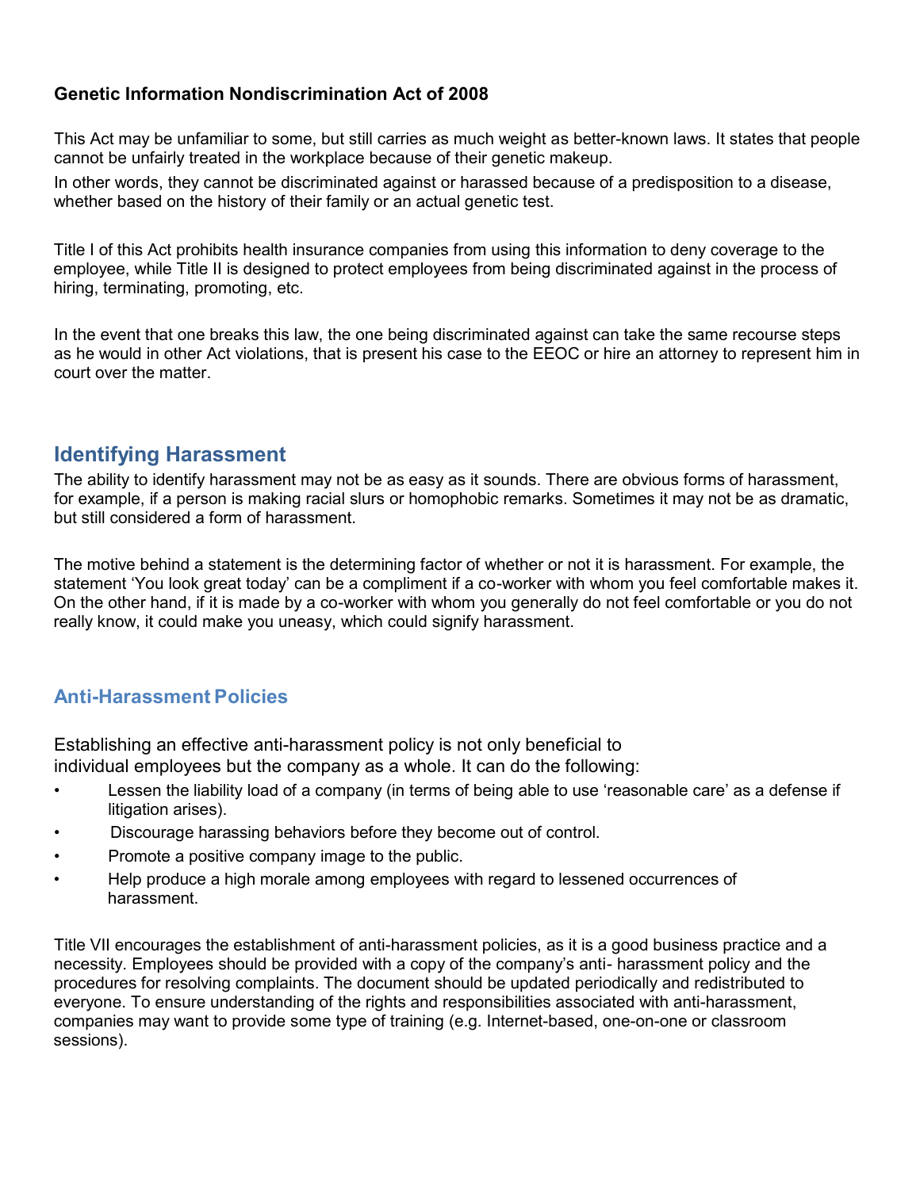**Genetic Information Nondiscrimination Act of 2008**

This Act may be unfamiliar to some, but still carries as much weight as better-known laws. It states that people cannot be unfairly treated in the workplace because of their genetic makeup.

In other words, they cannot be discriminated against or harassed because of a predisposition to a disease, whether based on the history of their family or an actual genetic test.

Title I of this Act prohibits health insurance companies from using this information to deny coverage to the employee, while Title II is designed to protect employees from being discriminated against in the process of hiring, terminating, promoting, etc.

In the event that one breaks this law, the one being discriminated against can take the same recourse steps as he would in other Act violations, that is present his case to the EEOC or hire an attorney to represent him in court over the matter.

## Identifying Harassment

The ability to identify harassment may not be as easy as it sounds. There are obvious forms of harassment, for example, if a person is making racial slurs or homophobic remarks. Sometimes it may not be as dramatic, but still considered a form of harassment.

The motive behind a statement is the determining factor of whether or not it is harassment. For example, the statement 'You look great today' can be a compliment if a co-worker with whom you feel comfortable makes it. On the other hand, if it is made by a co-worker with whom you generally do not feel comfortable or you do not really know, it could make you uneasy, which could signify harassment.

### Anti-Harassment Policies

Establishing an effective anti-harassment policy is not only beneficial to individual employees but the company as a whole. It can do the following:

- Lessen the liability load of a company (in terms of being able to use 'reasonable care' as a defense if litigation arises).
- Discourage harassing behaviors before they become out of control.
- Promote a positive company image to the public.
- Help produce a high morale among employees with regard to lessened occurrences of harassment.

Title VII encourages the establishment of anti-harassment policies, as it is a good business practice and a necessity. Employees should be provided with a copy of the company's anti- harassment policy and the procedures for resolving complaints. The document should be updated periodically and redistributed to everyone. To ensure understanding of the rights and responsibilities associated with anti-harassment, companies may want to provide some type of training (e.g. Internet-based, one-on-one or classroom sessions).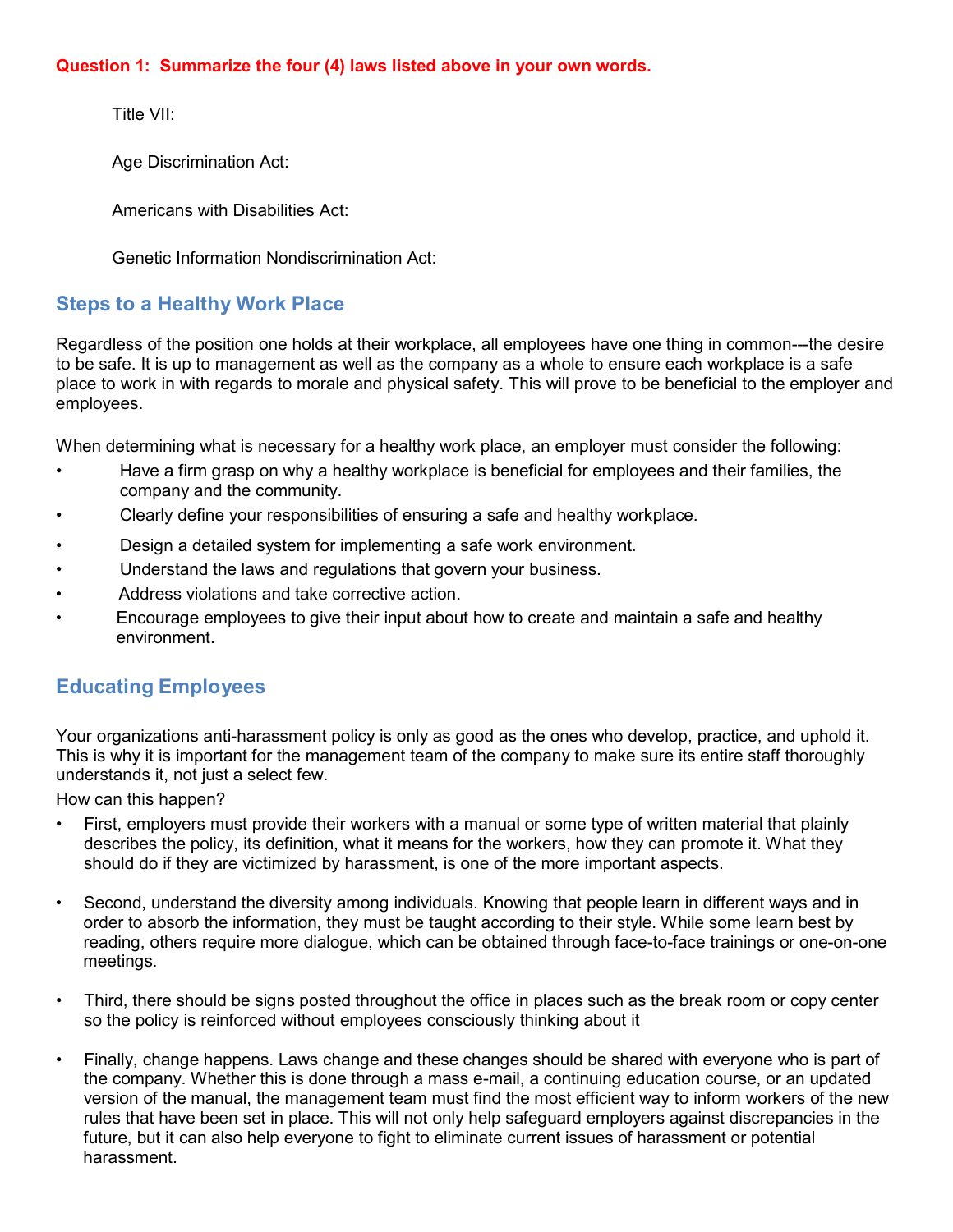**Question 1: Summarize the four (4) laws listed above in your own words.**

Title VII:

Age Discrimination Act:

Americans with Disabilities Act:

Genetic Information Nondiscrimination Act:

## Steps to a Healthy Work Place

Regardless of the position one holds at their workplace, all employees have one thing in common---the desire to be safe. It is up to management as well as the company as a whole to ensure each workplace is a safe place to work in with regards to morale and physical safety. This will prove to be beneficial to the employer and employees.

When determining what is necessary for a healthy work place, an employer must consider the following:

- Have a firm grasp on why a healthy workplace is beneficial for employees and their families, the company and the community.
- Clearly define your responsibilities of ensuring a safe and healthy workplace.
- Design a detailed system for implementing a safe work environment.
- Understand the laws and regulations that govern your business.
- Address violations and take corrective action.
- Encourage employees to give their input about how to create and maintain a safe and healthy environment.

## Educating Employees

Your organizations anti-harassment policy is only as good as the ones who develop, practice, and uphold it. This is why it is important for the management team of the company to make sure its entire staff thoroughly understands it, not just a select few.

How can this happen?

- First, employers must provide their workers with a manual or some type of written material that plainly describes the policy, its definition, what it means for the workers, how they can promote it. What they should do if they are victimized by harassment, is one of the more important aspects.
- Second, understand the diversity among individuals. Knowing that people learn in different ways and in order to absorb the information, they must be taught according to their style. While some learn best by reading, others require more dialogue, which can be obtained through face-to-face trainings or one-on-one meetings.
- Third, there should be signs posted throughout the office in places such as the break room or copy center so the policy is reinforced without employees consciously thinking about it
- Finally, change happens. Laws change and these changes should be shared with everyone who is part of the company. Whether this is done through a mass e-mail, a continuing education course, or an updated version of the manual, the management team must find the most efficient way to inform workers of the new rules that have been set in place. This will not only help safeguard employers against discrepancies in the future, but it can also help everyone to fight to eliminate current issues of harassment or potential harassment.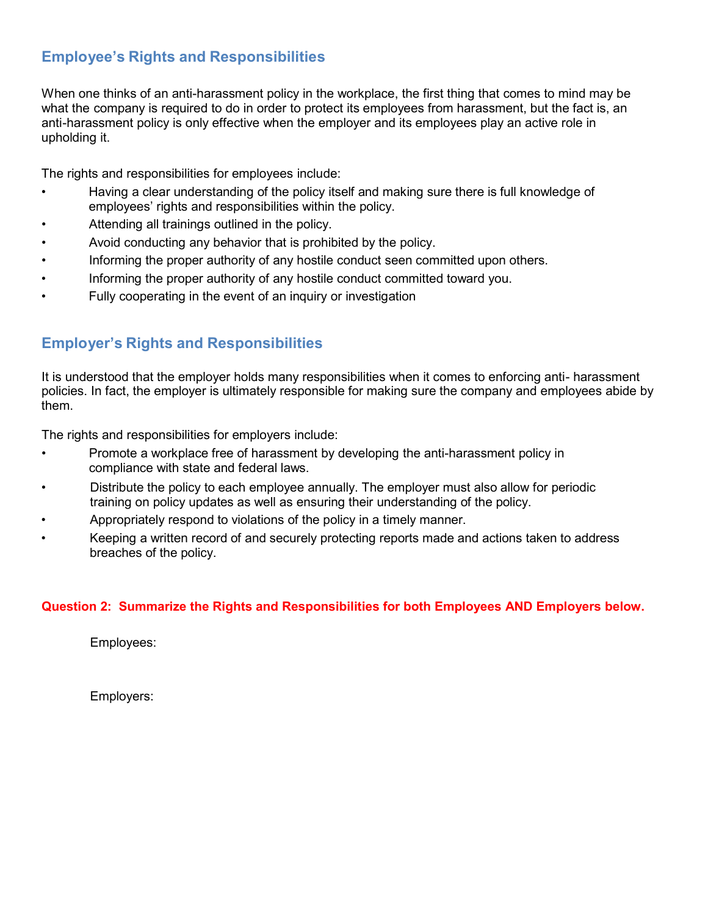## Employee's Rights and Responsibilities

When one thinks of an anti-harassment policy in the workplace, the first thing that comes to mind may be what the company is required to do in order to protect its employees from harassment, but the fact is, an anti-harassment policy is only effective when the employer and its employees play an active role in upholding it.

The rights and responsibilities for employees include:

- Having a clear understanding of the policy itself and making sure there is full knowledge of employees' rights and responsibilities within the policy.
- Attending all trainings outlined in the policy.
- Avoid conducting any behavior that is prohibited by the policy.
- Informing the proper authority of any hostile conduct seen committed upon others.
- Informing the proper authority of any hostile conduct committed toward you.
- Fully cooperating in the event of an inquiry or investigation

## Employer's Rights and Responsibilities

It is understood that the employer holds many responsibilities when it comes to enforcing anti- harassment policies. In fact, the employer is ultimately responsible for making sure the company and employees abide by them.

The rights and responsibilities for employers include:

- Promote a workplace free of harassment by developing the anti-harassment policy in compliance with state and federal laws.
- Distribute the policy to each employee annually. The employer must also allow for periodic training on policy updates as well as ensuring their understanding of the policy.
- Appropriately respond to violations of the policy in a timely manner.
- Keeping a written record of and securely protecting reports made and actions taken to address breaches of the policy.

**Question 2: Summarize the Rights and Responsibilities for both Employees AND Employers below.**

Employees:

Employers: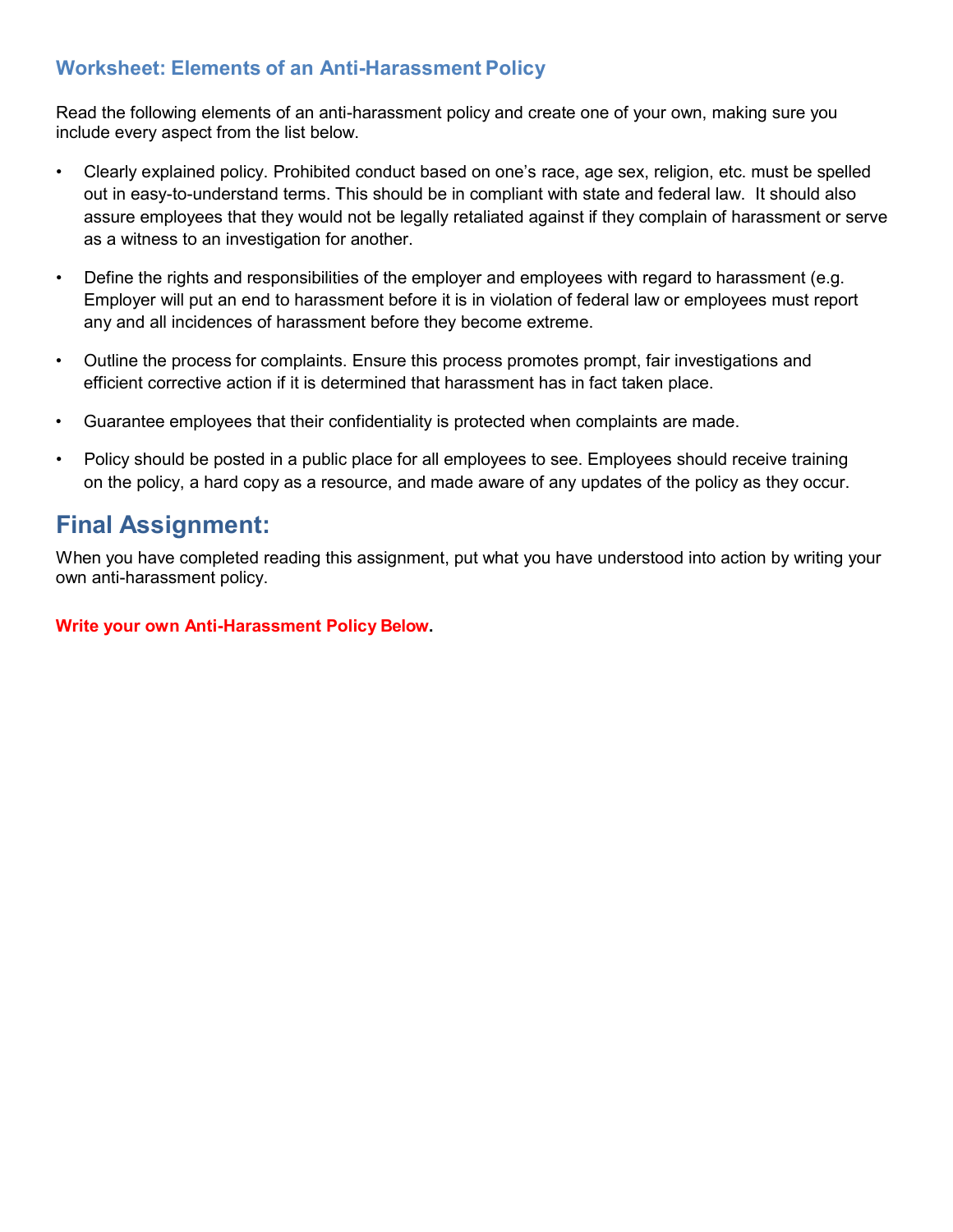### Worksheet: Elements of an Anti-Harassment Policy

Read the following elements of an anti-harassment policy and create one of your own, making sure you include every aspect from the list below.

- Clearly explained policy. Prohibited conduct based on one's race, age sex, religion, etc. must be spelled out in easy-to-understand terms. This should be in compliant with state and federal law. It should also assure employees that they would not be legally retaliated against if they complain of harassment or serve as a witness to an investigation for another.
- Define the rights and responsibilities of the employer and employees with regard to harassment (e.g. Employer will put an end to harassment before it is in violation of federal law or employees must report any and all incidences of harassment before they become extreme.
- Outline the process for complaints. Ensure this process promotes prompt, fair investigations and efficient corrective action if it is determined that harassment has in fact taken place.
- Guarantee employees that their confidentiality is protected when complaints are made.
- Policy should be posted in a public place for all employees to see. Employees should receive training on the policy, a hard copy as a resource, and made aware of any updates of the policy as they occur.

## Final Assignment:

When you have completed reading this assignment, put what you have understood into action by writing your own anti-harassment policy.

**Write your own Anti-Harassment Policy Below.**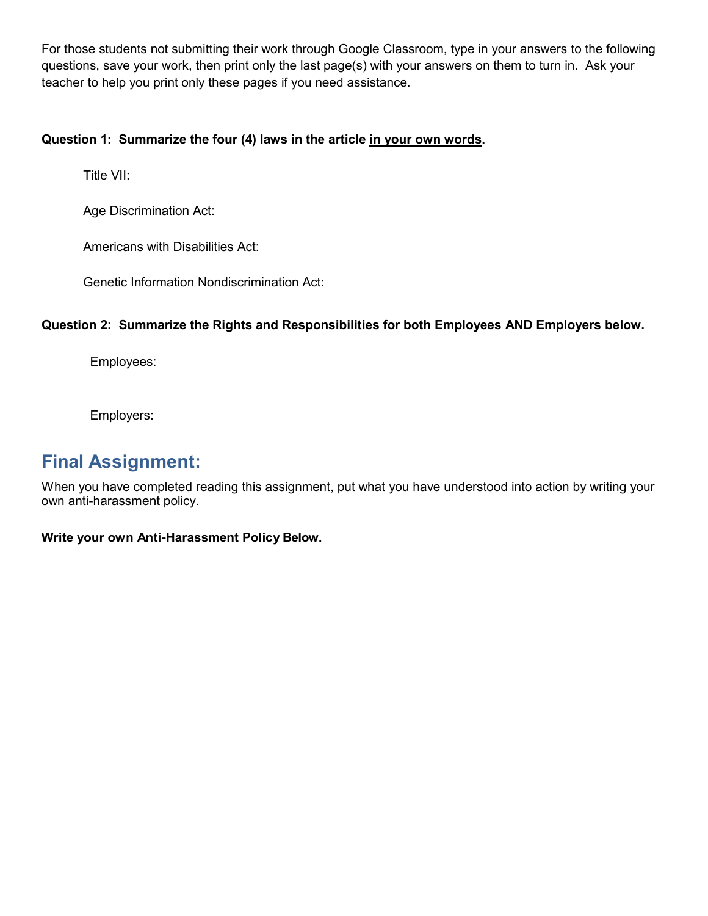For those students not submitting their work through Google Classroom, type in your answers to the following questions, save your work, then print only the last page(s) with your answers on them to turn in. Ask your teacher to help you print only these pages if you need assistance.

**Question 1: Summarize the four (4) laws in the article <u>in your own words</u>.**

Title VII:

Age Discrimination Act:

Americans with Disabilities Act:

Genetic Information Nondiscrimination Act:

**Question 2: Summarize the Rights and Responsibilities for both Employees AND Employers below.**

Employees:

Employers:

## Final Assignment:

When you have completed reading this assignment, put what you have understood into action by writing your own anti-harassment policy.

**Write your own Anti-Harassment Policy Below.**